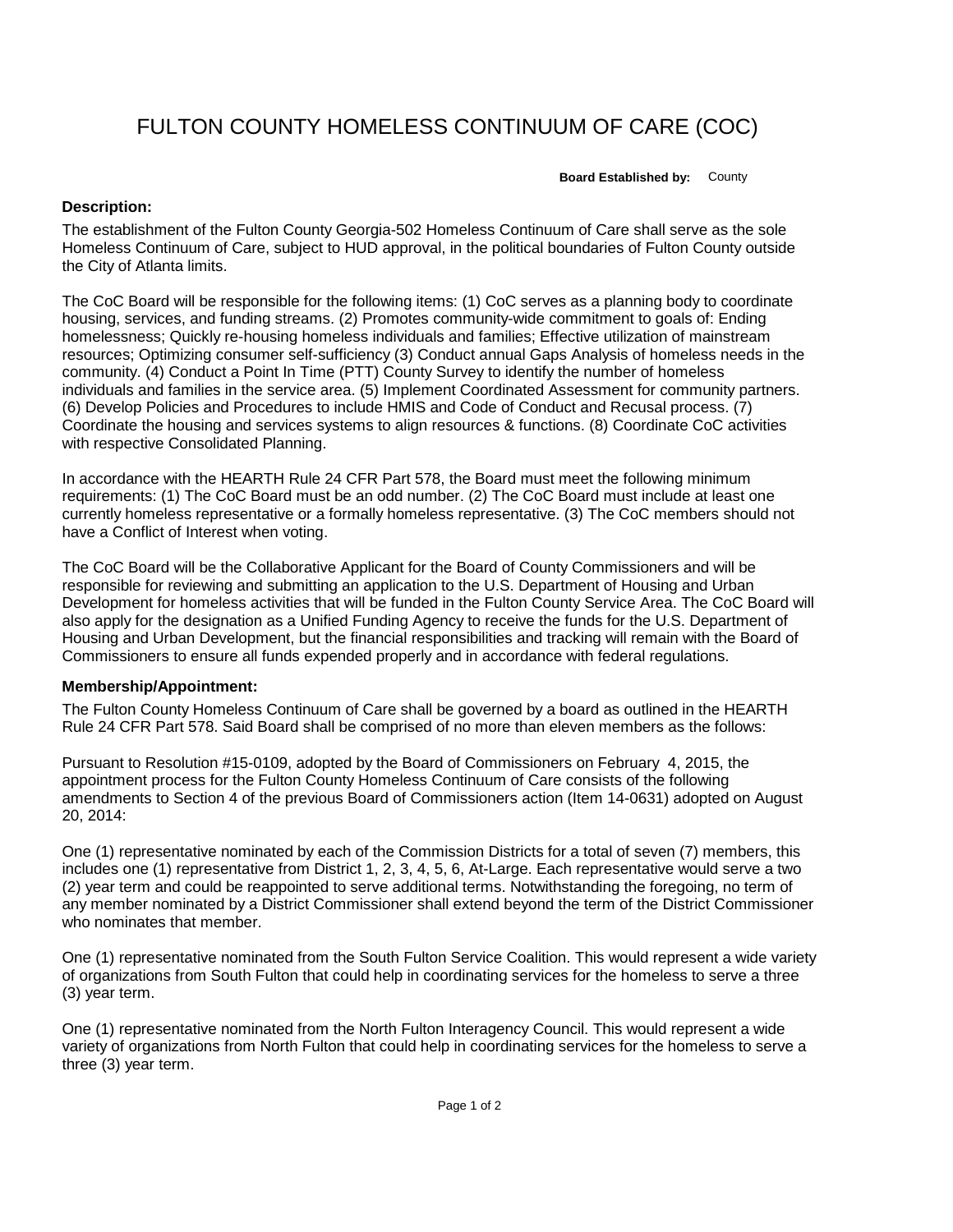# FULTON COUNTY HOMELESS CONTINUUM OF CARE (COC)

**Board Established by:** County

**Description:**

The establishment of the Fulton County Georgia-502 Homeless Continuum of Care shall serve as the sole Homeless Continuum of Care, subject to HUD approval, in the political boundaries of Fulton County outside the City of Atlanta limits.

The CoC Board will be responsible for the following items: (1) CoC serves as a planning body to coordinate housing, services, and funding streams. (2) Promotes community-wide commitment to goals of: Ending homelessness; Quickly re-housing homeless individuals and families; Effective utilization of mainstream resources; Optimizing consumer self-sufficiency (3) Conduct annual Gaps Analysis of homeless needs in the community. (4) Conduct a Point In Time (PTT) County Survey to identify the number of homeless individuals and families in the service area. (5) Implement Coordinated Assessment for community partners. (6) Develop Policies and Procedures to include HMIS and Code of Conduct and Recusal process. (7) Coordinate the housing and services systems to align resources & functions. (8) Coordinate CoC activities with respective Consolidated Planning.

In accordance with the HEARTH Rule 24 CFR Part 578, the Board must meet the following minimum requirements: (1) The CoC Board must be an odd number. (2) The CoC Board must include at least one currently homeless representative or a formally homeless representative. (3) The CoC members should not have a Conflict of Interest when voting.

The CoC Board will be the Collaborative Applicant for the Board of County Commissioners and will be responsible for reviewing and submitting an application to the U.S. Department of Housing and Urban Development for homeless activities that will be funded in the Fulton County Service Area. The CoC Board will also apply for the designation as a Unified Funding Agency to receive the funds for the U.S. Department of Housing and Urban Development, but the financial responsibilities and tracking will remain with the Board of Commissioners to ensure all funds expended properly and in accordance with federal regulations.

**Membership/Appointment:**

The Fulton County Homeless Continuum of Care shall be governed by a board as outlined in the HEARTH Rule 24 CFR Part 578. Said Board shall be comprised of no more than eleven members as the follows:

Pursuant to Resolution #15-0109, adopted by the Board of Commissioners on February 4, 2015, the appointment process for the Fulton County Homeless Continuum of Care consists of the following amendments to Section 4 of the previous Board of Commissioners action (Item 14-0631) adopted on August 20, 2014:

One (1) representative nominated by each of the Commission Districts for a total of seven (7) members, this includes one (1) representative from District 1, 2, 3, 4, 5, 6, At-Large. Each representative would serve a two (2) year term and could be reappointed to serve additional terms. Notwithstanding the foregoing, no term of any member nominated by a District Commissioner shall extend beyond the term of the District Commissioner who nominates that member.

One (1) representative nominated from the South Fulton Service Coalition. This would represent a wide variety of organizations from South Fulton that could help in coordinating services for the homeless to serve a three (3) year term.

One (1) representative nominated from the North Fulton Interagency Council. This would represent a wide variety of organizations from North Fulton that could help in coordinating services for the homeless to serve a three (3) year term.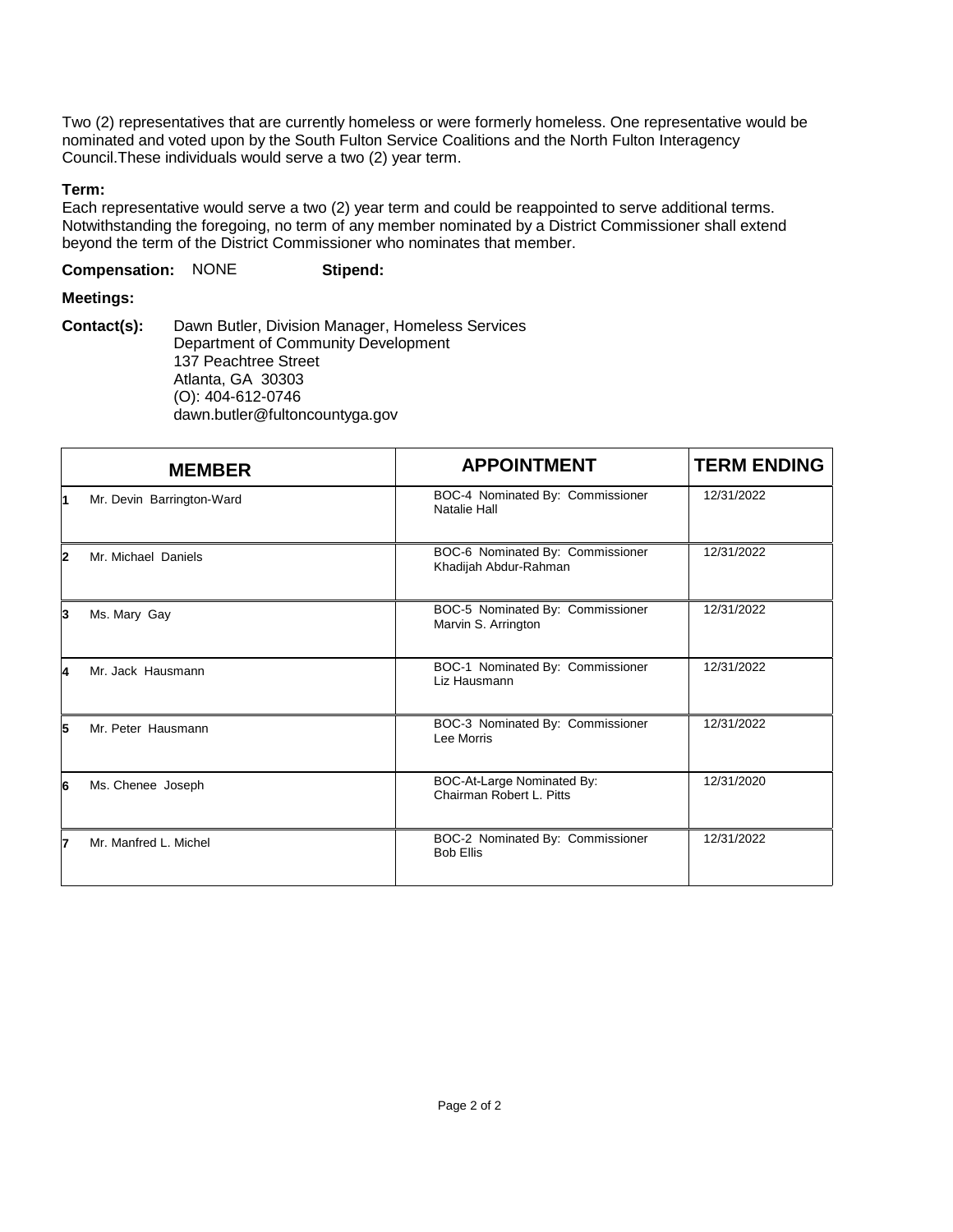Two (2) representatives that are currently homeless or were formerly homeless. One representative would be nominated and voted upon by the South Fulton Service Coalitions and the North Fulton Interagency Council.These individuals would serve a two (2) year term.

**Term:**
Each representative would serve a two (2) year term and could be reappointed to serve additional terms. Notwithstanding the foregoing, no term of any member nominated by a District Commissioner shall extend beyond the term of the District Commissioner who nominates that member.

**Compensation:** NONE **Stipend:**

**Meetings:**

**Contact(s):** Dawn Butler, Division Manager, Homeless Services
Department of Community Development
137 Peachtree Street
Atlanta, GA 30303
(O): 404-612-0746
dawn.butler@fultoncountyga.gov

| | MEMBER | APPOINTMENT | TERM ENDING |
|---|---|---|---|
| 1 | Mr. Devin Barrington-Ward | BOC-4 Nominated By: Commissioner Natalie Hall | 12/31/2022 |
| 2 | Mr. Michael Daniels | BOC-6 Nominated By: Commissioner Khadijah Abdur-Rahman | 12/31/2022 |
| 3 | Ms. Mary Gay | BOC-5 Nominated By: Commissioner Marvin S. Arrington | 12/31/2022 |
| 4 | Mr. Jack Hausmann | BOC-1 Nominated By: Commissioner Liz Hausmann | 12/31/2022 |
| 5 | Mr. Peter Hausmann | BOC-3 Nominated By: Commissioner Lee Morris | 12/31/2022 |
| 6 | Ms. Chenee Joseph | BOC-At-Large Nominated By: Chairman Robert L. Pitts | 12/31/2020 |
| 7 | Mr. Manfred L. Michel | BOC-2 Nominated By: Commissioner Bob Ellis | 12/31/2022 |